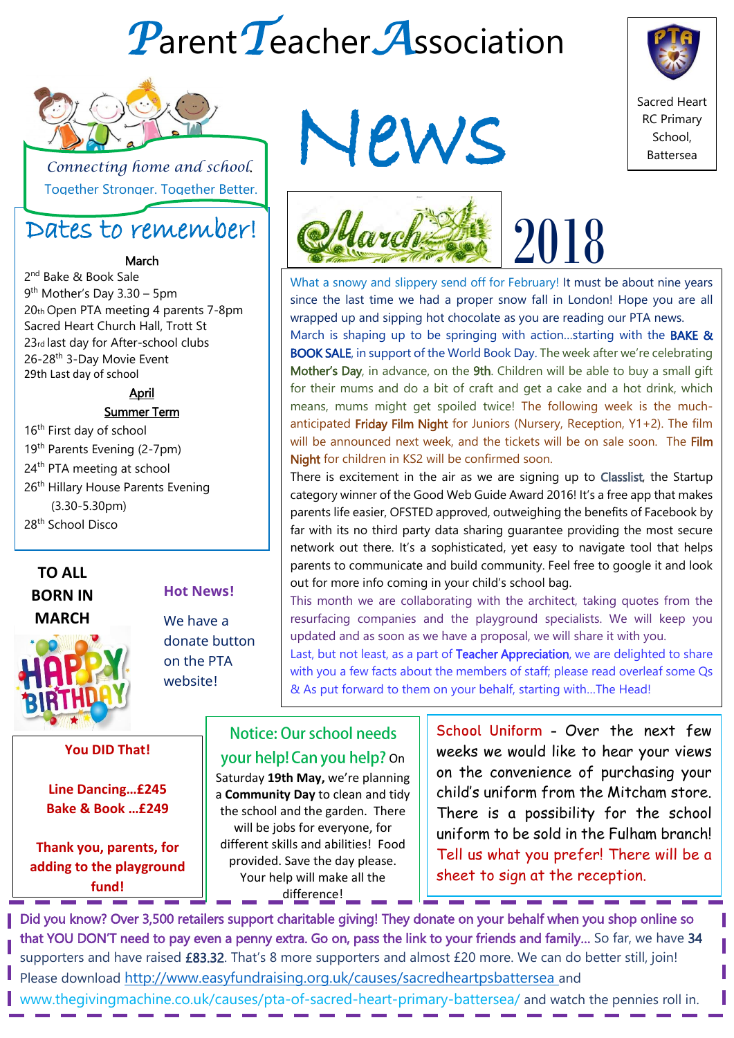# Parent Teacher Association

# News

Sacred Heart RC Primary School, Battersea

*Connecting home and school.*
Together Stronger. Together Better.

## March 2018

## Dates to remember!

**March**

2nd Bake & Book Sale
9th Mother's Day 3.30 – 5pm
20th Open PTA meeting 4 parents 7-8pm Sacred Heart Church Hall, Trott St
23rd last day for After-school clubs
26-28th 3-Day Movie Event
29th Last day of school

**April**

**Summer Term**

16th First day of school
19th Parents Evening (2-7pm)
24th PTA meeting at school
26th Hillary House Parents Evening (3.30-5.30pm)
28th School Disco

What a snowy and slippery send off for February! It must be about nine years since the last time we had a proper snow fall in London! Hope you are all wrapped up and sipping hot chocolate as you are reading our PTA news.

March is shaping up to be springing with action…starting with the **BAKE & BOOK SALE**, in support of the World Book Day. The week after we're celebrating **Mother's Day**, in advance, on the **9th**. Children will be able to buy a small gift for their mums and do a bit of craft and get a cake and a hot drink, which means, mums might get spoiled twice! The following week is the much-anticipated **Friday Film Night** for Juniors (Nursery, Reception, Y1+2). The film will be announced next week, and the tickets will be on sale soon. The **Film Night** for children in KS2 will be confirmed soon.

There is excitement in the air as we are signing up to **Classlist**, the Startup category winner of the Good Web Guide Award 2016! It's a free app that makes parents life easier, OFSTED approved, outweighing the benefits of Facebook by far with its no third party data sharing guarantee providing the most secure network out there. It's a sophisticated, yet easy to navigate tool that helps parents to communicate and build community. Feel free to google it and look out for more info coming in your child's school bag.

This month we are collaborating with the architect, taking quotes from the resurfacing companies and the playground specialists. We will keep you updated and as soon as we have a proposal, we will share it with you.

Last, but not least, as a part of **Teacher Appreciation**, we are delighted to share with you a few facts about the members of staff; please read overleaf some Qs & As put forward to them on your behalf, starting with…The Head!

**TO ALL BORN IN MARCH**

HAPPY BIRTHDAY

**Hot News!**

We have a donate button on the PTA website!

**You DID That!**

**Line Dancing…£245**
**Bake & Book …£249**

**Thank you, parents, for adding to the playground fund!**

**Notice: Our school needs your help! Can you help?** On Saturday **19th May,** we're planning a **Community Day** to clean and tidy the school and the garden. There will be jobs for everyone, for different skills and abilities! Food provided. Save the day please. Your help will make all the difference!

School Uniform - Over the next few weeks we would like to hear your views on the convenience of purchasing your child's uniform from the Mitcham store. There is a possibility for the school uniform to be sold in the Fulham branch! Tell us what you prefer! There will be a sheet to sign at the reception.

Did you know? Over 3,500 retailers support charitable giving! They donate on your behalf when you shop online so that YOU DON'T need to pay even a penny extra. Go on, pass the link to your friends and family… So far, we have **34** supporters and have raised **£83.32**. That's 8 more supporters and almost £20 more. We can do better still, join! Please download http://www.easyfundraising.org.uk/causes/sacredheartpsbattersea and www.thegivingmachine.co.uk/causes/pta-of-sacred-heart-primary-battersea/ and watch the pennies roll in.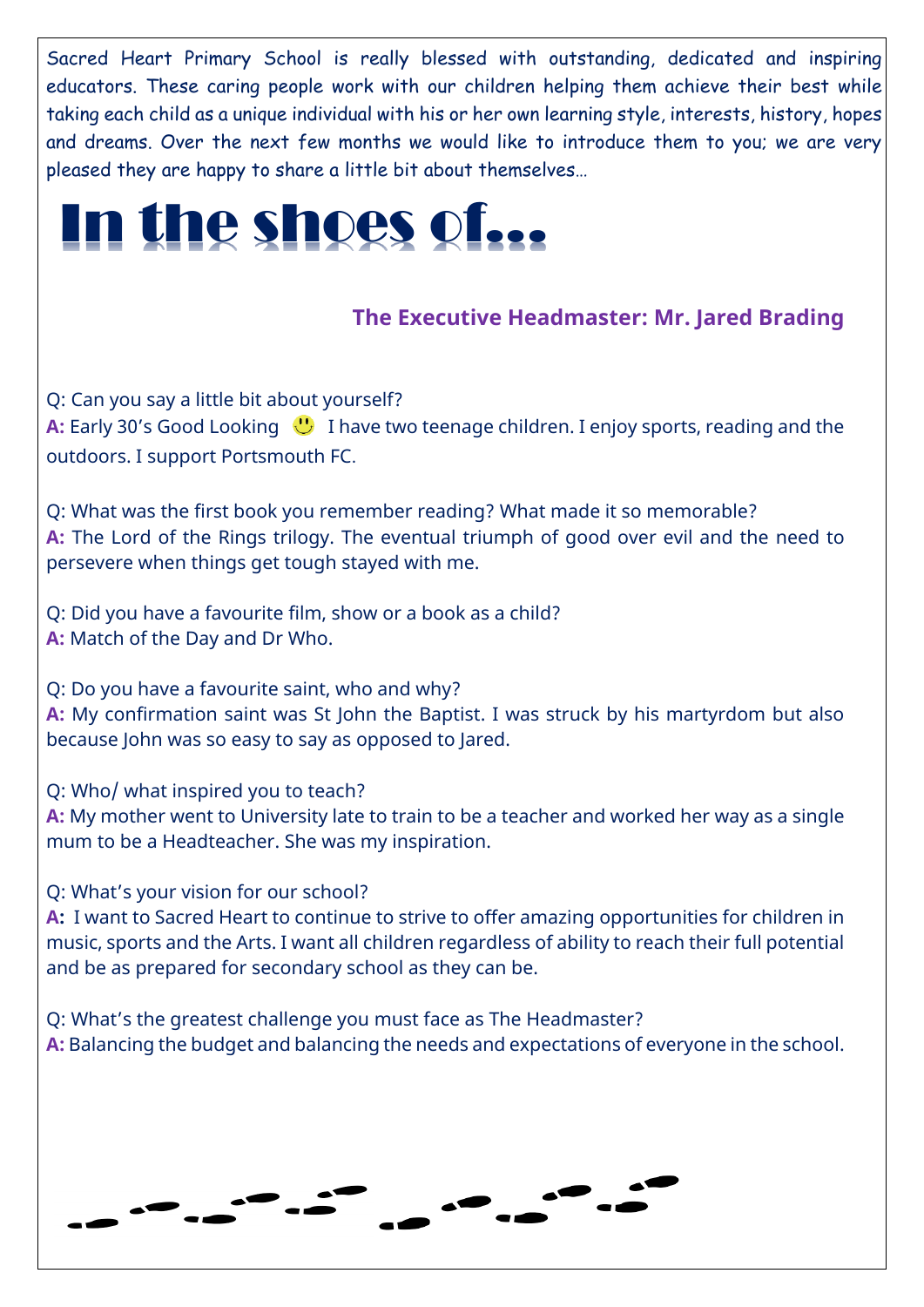Sacred Heart Primary School is really blessed with outstanding, dedicated and inspiring educators. These caring people work with our children helping them achieve their best while taking each child as a unique individual with his or her own learning style, interests, history, hopes and dreams. Over the next few months we would like to introduce them to you; we are very pleased they are happy to share a little bit about themselves…

# In the shoes of…

## The Executive Headmaster: Mr. Jared Brading

Q: Can you say a little bit about yourself?
**A:** Early 30's Good Looking 🙂 I have two teenage children. I enjoy sports, reading and the outdoors. I support Portsmouth FC.

Q: What was the first book you remember reading? What made it so memorable?
**A:** The Lord of the Rings trilogy. The eventual triumph of good over evil and the need to persevere when things get tough stayed with me.

Q: Did you have a favourite film, show or a book as a child?
**A:** Match of the Day and Dr Who.

Q: Do you have a favourite saint, who and why?
**A:** My confirmation saint was St John the Baptist. I was struck by his martyrdom but also because John was so easy to say as opposed to Jared.

Q: Who/ what inspired you to teach?
**A:** My mother went to University late to train to be a teacher and worked her way as a single mum to be a Headteacher. She was my inspiration.

Q: What's your vision for our school?
**A:** I want to Sacred Heart to continue to strive to offer amazing opportunities for children in music, sports and the Arts. I want all children regardless of ability to reach their full potential and be as prepared for secondary school as they can be.

Q: What's the greatest challenge you must face as The Headmaster?
**A:** Balancing the budget and balancing the needs and expectations of everyone in the school.